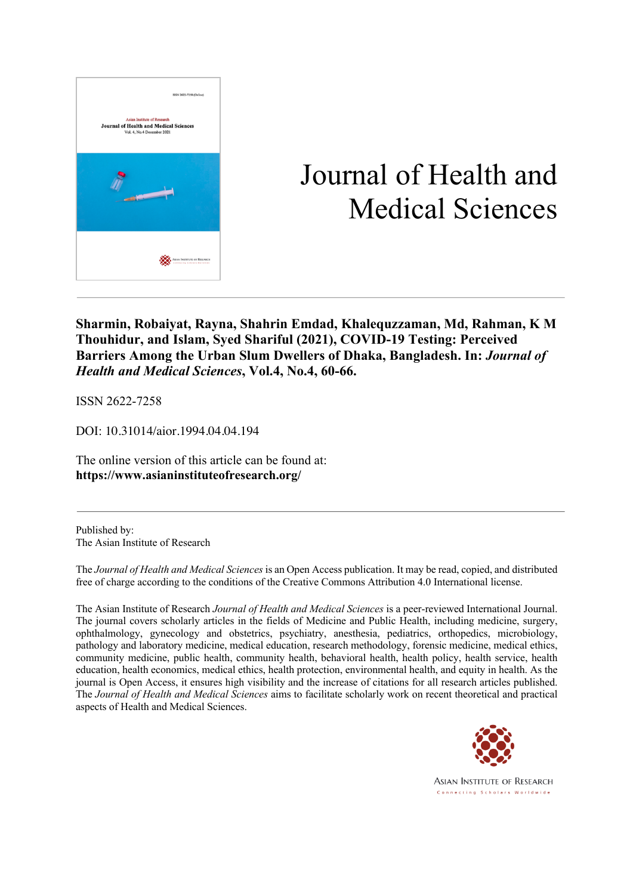# Journal of Health and Medical Sciences

**Sharmin, Robaiyat, Rayna, Shahrin Emdad, Khalequzzaman, Md, Rahman, K M Thouhidur, and Islam, Syed Shariful (2021), COVID-19 Testing: Perceived Barriers Among the Urban Slum Dwellers of Dhaka, Bangladesh. In: *Journal of Health and Medical Sciences*, Vol.4, No.4, 60-66.**

ISSN 2622-7258

DOI: 10.31014/aior.1994.04.04.194

The online version of this article can be found at:
**https://www.asianinstituteofresearch.org/**

---

Published by:
The Asian Institute of Research

The *Journal of Health and Medical Sciences* is an Open Access publication. It may be read, copied, and distributed free of charge according to the conditions of the Creative Commons Attribution 4.0 International license.

The Asian Institute of Research *Journal of Health and Medical Sciences* is a peer-reviewed International Journal. The journal covers scholarly articles in the fields of Medicine and Public Health, including medicine, surgery, ophthalmology, gynecology and obstetrics, psychiatry, anesthesia, pediatrics, orthopedics, microbiology, pathology and laboratory medicine, medical education, research methodology, forensic medicine, medical ethics, community medicine, public health, community health, behavioral health, health policy, health service, health education, health economics, medical ethics, health protection, environmental health, and equity in health. As the journal is Open Access, it ensures high visibility and the increase of citations for all research articles published. The *Journal of Health and Medical Sciences* aims to facilitate scholarly work on recent theoretical and practical aspects of Health and Medical Sciences.

Asian Institute of Research
Connecting Scholars Worldwide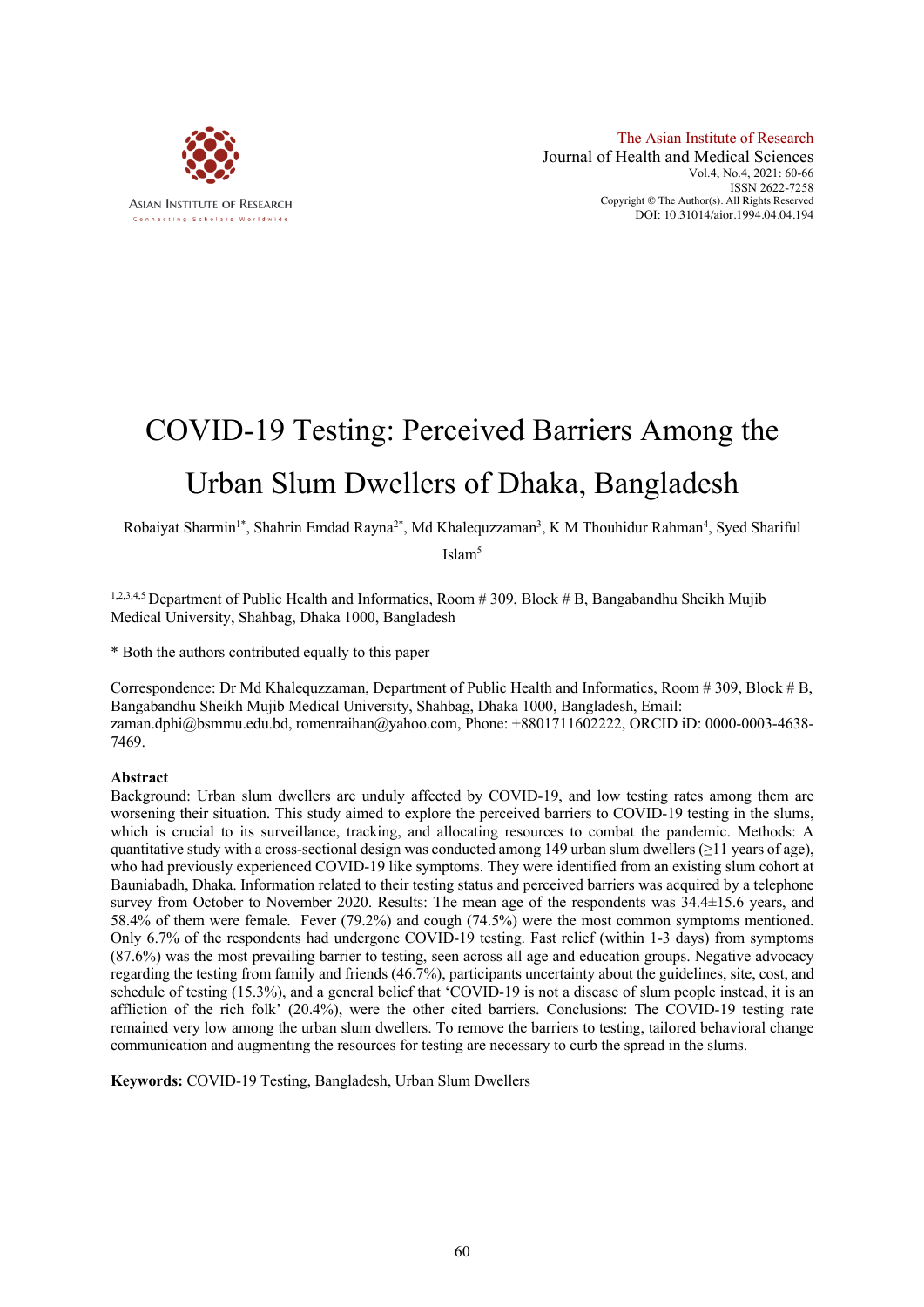# COVID-19 Testing: Perceived Barriers Among the Urban Slum Dwellers of Dhaka, Bangladesh

Robaiyat Sharmin[1*], Shahrin Emdad Rayna[2*], Md Khalequzzaman[3], K M Thouhidur Rahman[4], Syed Shariful Islam[5]

[1,2,3,4,5] Department of Public Health and Informatics, Room # 309, Block # B, Bangabandhu Sheikh Mujib Medical University, Shahbag, Dhaka 1000, Bangladesh

* Both the authors contributed equally to this paper

Correspondence: Dr Md Khalequzzaman, Department of Public Health and Informatics, Room # 309, Block # B, Bangabandhu Sheikh Mujib Medical University, Shahbag, Dhaka 1000, Bangladesh, Email: zaman.dphi@bsmmu.edu.bd, romenraihan@yahoo.com, Phone: +8801711602222, ORCID iD: 0000-0003-4638-7469.

**Abstract**

Background: Urban slum dwellers are unduly affected by COVID-19, and low testing rates among them are worsening their situation. This study aimed to explore the perceived barriers to COVID-19 testing in the slums, which is crucial to its surveillance, tracking, and allocating resources to combat the pandemic. Methods: A quantitative study with a cross-sectional design was conducted among 149 urban slum dwellers (≥11 years of age), who had previously experienced COVID-19 like symptoms. They were identified from an existing slum cohort at Bauniabadh, Dhaka. Information related to their testing status and perceived barriers was acquired by a telephone survey from October to November 2020. Results: The mean age of the respondents was 34.4±15.6 years, and 58.4% of them were female. Fever (79.2%) and cough (74.5%) were the most common symptoms mentioned. Only 6.7% of the respondents had undergone COVID-19 testing. Fast relief (within 1-3 days) from symptoms (87.6%) was the most prevailing barrier to testing, seen across all age and education groups. Negative advocacy regarding the testing from family and friends (46.7%), participants uncertainty about the guidelines, site, cost, and schedule of testing (15.3%), and a general belief that 'COVID-19 is not a disease of slum people instead, it is an affliction of the rich folk' (20.4%), were the other cited barriers. Conclusions: The COVID-19 testing rate remained very low among the urban slum dwellers. To remove the barriers to testing, tailored behavioral change communication and augmenting the resources for testing are necessary to curb the spread in the slums.

**Keywords:** COVID-19 Testing, Bangladesh, Urban Slum Dwellers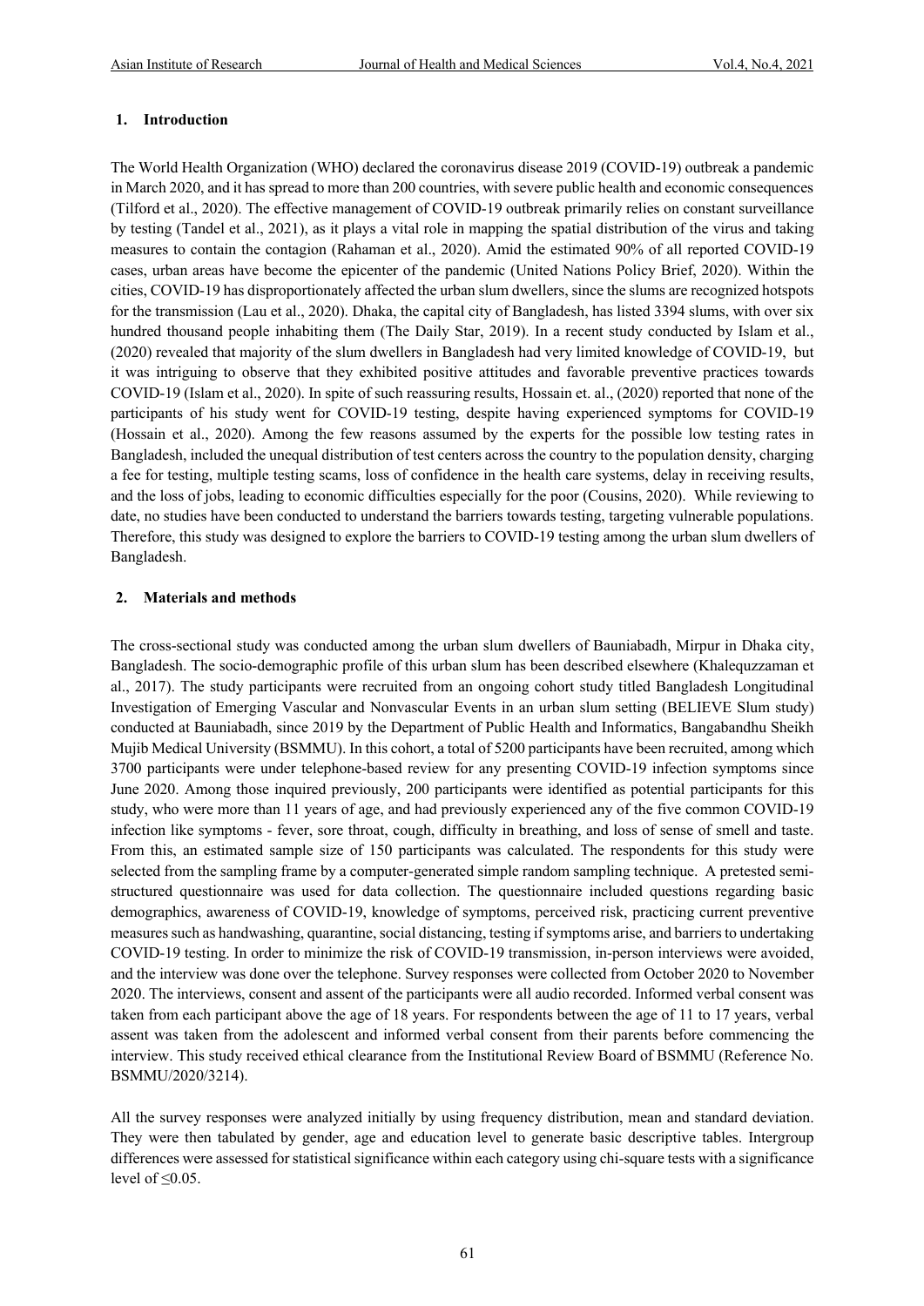## 1. Introduction

The World Health Organization (WHO) declared the coronavirus disease 2019 (COVID-19) outbreak a pandemic in March 2020, and it has spread to more than 200 countries, with severe public health and economic consequences (Tilford et al., 2020). The effective management of COVID-19 outbreak primarily relies on constant surveillance by testing (Tandel et al., 2021), as it plays a vital role in mapping the spatial distribution of the virus and taking measures to contain the contagion (Rahaman et al., 2020). Amid the estimated 90% of all reported COVID-19 cases, urban areas have become the epicenter of the pandemic (United Nations Policy Brief, 2020). Within the cities, COVID-19 has disproportionately affected the urban slum dwellers, since the slums are recognized hotspots for the transmission (Lau et al., 2020). Dhaka, the capital city of Bangladesh, has listed 3394 slums, with over six hundred thousand people inhabiting them (The Daily Star, 2019). In a recent study conducted by Islam et al., (2020) revealed that majority of the slum dwellers in Bangladesh had very limited knowledge of COVID-19, but it was intriguing to observe that they exhibited positive attitudes and favorable preventive practices towards COVID-19 (Islam et al., 2020). In spite of such reassuring results, Hossain et. al., (2020) reported that none of the participants of his study went for COVID-19 testing, despite having experienced symptoms for COVID-19 (Hossain et al., 2020). Among the few reasons assumed by the experts for the possible low testing rates in Bangladesh, included the unequal distribution of test centers across the country to the population density, charging a fee for testing, multiple testing scams, loss of confidence in the health care systems, delay in receiving results, and the loss of jobs, leading to economic difficulties especially for the poor (Cousins, 2020). While reviewing to date, no studies have been conducted to understand the barriers towards testing, targeting vulnerable populations. Therefore, this study was designed to explore the barriers to COVID-19 testing among the urban slum dwellers of Bangladesh.

## 2. Materials and methods

The cross-sectional study was conducted among the urban slum dwellers of Bauniabadh, Mirpur in Dhaka city, Bangladesh. The socio-demographic profile of this urban slum has been described elsewhere (Khalequzzaman et al., 2017). The study participants were recruited from an ongoing cohort study titled Bangladesh Longitudinal Investigation of Emerging Vascular and Nonvascular Events in an urban slum setting (BELIEVE Slum study) conducted at Bauniabadh, since 2019 by the Department of Public Health and Informatics, Bangabandhu Sheikh Mujib Medical University (BSMMU). In this cohort, a total of 5200 participants have been recruited, among which 3700 participants were under telephone-based review for any presenting COVID-19 infection symptoms since June 2020. Among those inquired previously, 200 participants were identified as potential participants for this study, who were more than 11 years of age, and had previously experienced any of the five common COVID-19 infection like symptoms - fever, sore throat, cough, difficulty in breathing, and loss of sense of smell and taste. From this, an estimated sample size of 150 participants was calculated. The respondents for this study were selected from the sampling frame by a computer-generated simple random sampling technique. A pretested semi-structured questionnaire was used for data collection. The questionnaire included questions regarding basic demographics, awareness of COVID-19, knowledge of symptoms, perceived risk, practicing current preventive measures such as handwashing, quarantine, social distancing, testing if symptoms arise, and barriers to undertaking COVID-19 testing. In order to minimize the risk of COVID-19 transmission, in-person interviews were avoided, and the interview was done over the telephone. Survey responses were collected from October 2020 to November 2020. The interviews, consent and assent of the participants were all audio recorded. Informed verbal consent was taken from each participant above the age of 18 years. For respondents between the age of 11 to 17 years, verbal assent was taken from the adolescent and informed verbal consent from their parents before commencing the interview. This study received ethical clearance from the Institutional Review Board of BSMMU (Reference No. BSMMU/2020/3214).

All the survey responses were analyzed initially by using frequency distribution, mean and standard deviation. They were then tabulated by gender, age and education level to generate basic descriptive tables. Intergroup differences were assessed for statistical significance within each category using chi-square tests with a significance level of $\leq 0.05$.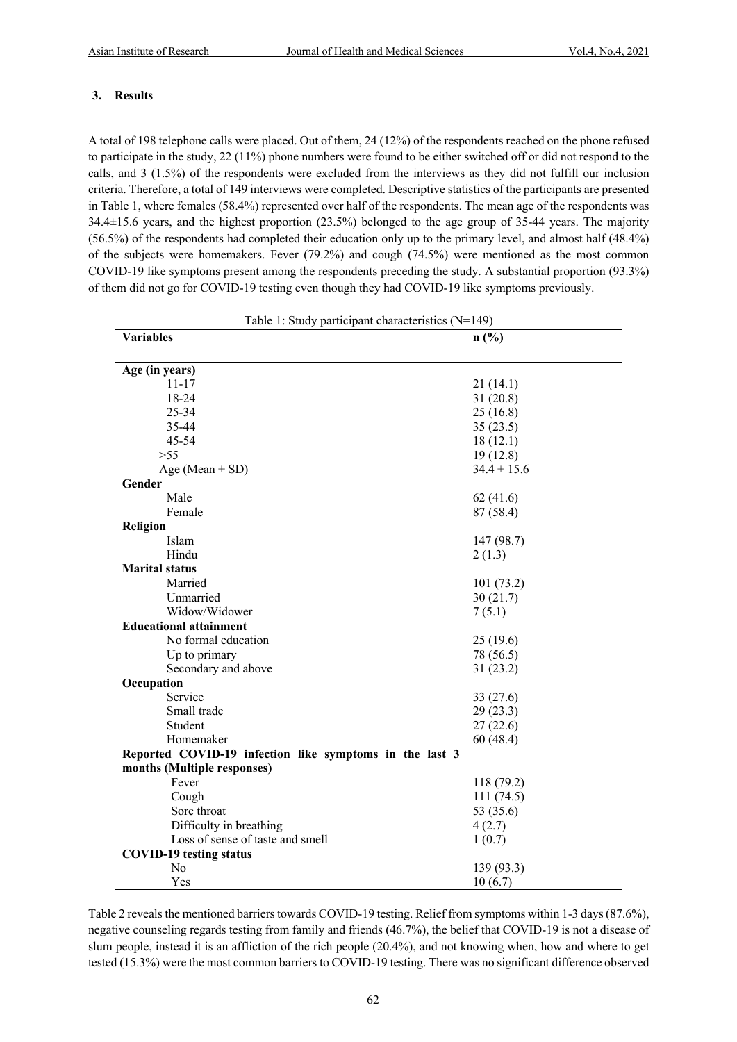## 3. Results

A total of 198 telephone calls were placed. Out of them, 24 (12%) of the respondents reached on the phone refused to participate in the study, 22 (11%) phone numbers were found to be either switched off or did not respond to the calls, and 3 (1.5%) of the respondents were excluded from the interviews as they did not fulfill our inclusion criteria. Therefore, a total of 149 interviews were completed. Descriptive statistics of the participants are presented in Table 1, where females (58.4%) represented over half of the respondents. The mean age of the respondents was 34.4±15.6 years, and the highest proportion (23.5%) belonged to the age group of 35-44 years. The majority (56.5%) of the respondents had completed their education only up to the primary level, and almost half (48.4%) of the subjects were homemakers. Fever (79.2%) and cough (74.5%) were mentioned as the most common COVID-19 like symptoms present among the respondents preceding the study. A substantial proportion (93.3%) of them did not go for COVID-19 testing even though they had COVID-19 like symptoms previously.

Table 1: Study participant characteristics (N=149)

| **Variables** | **n (%)** |
|---|---|
| **Age (in years)** | |
| 11-17 | 21 (14.1) |
| 18-24 | 31 (20.8) |
| 25-34 | 25 (16.8) |
| 35-44 | 35 (23.5) |
| 45-54 | 18 (12.1) |
| >55 | 19 (12.8) |
| Age (Mean ± SD) | 34.4 ± 15.6 |
| **Gender** | |
| Male | 62 (41.6) |
| Female | 87 (58.4) |
| **Religion** | |
| Islam | 147 (98.7) |
| Hindu | 2 (1.3) |
| **Marital status** | |
| Married | 101 (73.2) |
| Unmarried | 30 (21.7) |
| Widow/Widower | 7 (5.1) |
| **Educational attainment** | |
| No formal education | 25 (19.6) |
| Up to primary | 78 (56.5) |
| Secondary and above | 31 (23.2) |
| **Occupation** | |
| Service | 33 (27.6) |
| Small trade | 29 (23.3) |
| Student | 27 (22.6) |
| Homemaker | 60 (48.4) |
| **Reported COVID-19 infection like symptoms in the last 3 months (Multiple responses)** | |
| Fever | 118 (79.2) |
| Cough | 111 (74.5) |
| Sore throat | 53 (35.6) |
| Difficulty in breathing | 4 (2.7) |
| Loss of sense of taste and smell | 1 (0.7) |
| **COVID-19 testing status** | |
| No | 139 (93.3) |
| Yes | 10 (6.7) |

Table 2 reveals the mentioned barriers towards COVID-19 testing. Relief from symptoms within 1-3 days (87.6%), negative counseling regards testing from family and friends (46.7%), the belief that COVID-19 is not a disease of slum people, instead it is an affliction of the rich people (20.4%), and not knowing when, how and where to get tested (15.3%) were the most common barriers to COVID-19 testing. There was no significant difference observed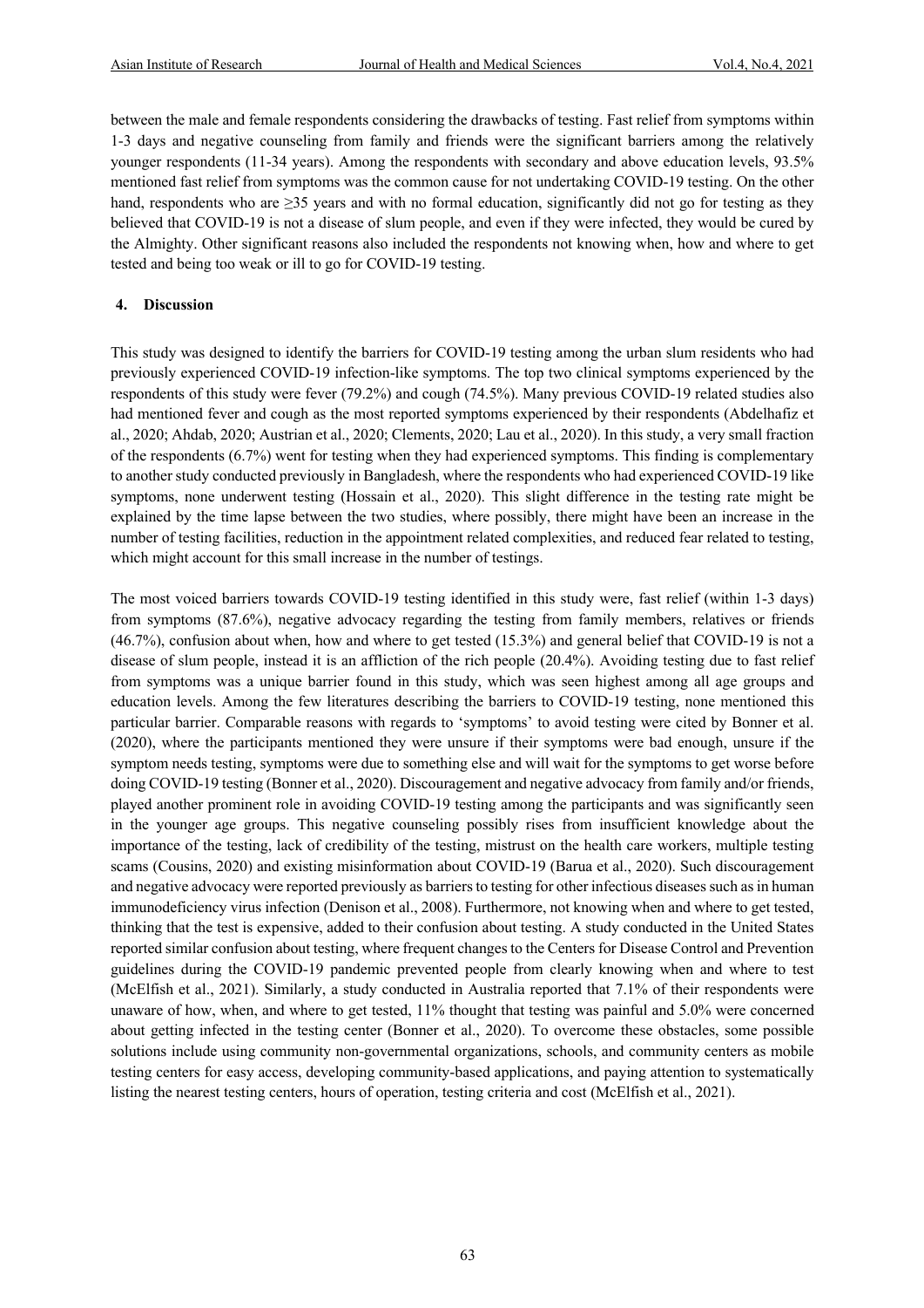between the male and female respondents considering the drawbacks of testing. Fast relief from symptoms within 1-3 days and negative counseling from family and friends were the significant barriers among the relatively younger respondents (11-34 years). Among the respondents with secondary and above education levels, 93.5% mentioned fast relief from symptoms was the common cause for not undertaking COVID-19 testing. On the other hand, respondents who are ≥35 years and with no formal education, significantly did not go for testing as they believed that COVID-19 is not a disease of slum people, and even if they were infected, they would be cured by the Almighty. Other significant reasons also included the respondents not knowing when, how and where to get tested and being too weak or ill to go for COVID-19 testing.

## 4. Discussion

This study was designed to identify the barriers for COVID-19 testing among the urban slum residents who had previously experienced COVID-19 infection-like symptoms. The top two clinical symptoms experienced by the respondents of this study were fever (79.2%) and cough (74.5%). Many previous COVID-19 related studies also had mentioned fever and cough as the most reported symptoms experienced by their respondents (Abdelhafiz et al., 2020; Ahdab, 2020; Austrian et al., 2020; Clements, 2020; Lau et al., 2020). In this study, a very small fraction of the respondents (6.7%) went for testing when they had experienced symptoms. This finding is complementary to another study conducted previously in Bangladesh, where the respondents who had experienced COVID-19 like symptoms, none underwent testing (Hossain et al., 2020). This slight difference in the testing rate might be explained by the time lapse between the two studies, where possibly, there might have been an increase in the number of testing facilities, reduction in the appointment related complexities, and reduced fear related to testing, which might account for this small increase in the number of testings.

The most voiced barriers towards COVID-19 testing identified in this study were, fast relief (within 1-3 days) from symptoms (87.6%), negative advocacy regarding the testing from family members, relatives or friends (46.7%), confusion about when, how and where to get tested (15.3%) and general belief that COVID-19 is not a disease of slum people, instead it is an affliction of the rich people (20.4%). Avoiding testing due to fast relief from symptoms was a unique barrier found in this study, which was seen highest among all age groups and education levels. Among the few literatures describing the barriers to COVID-19 testing, none mentioned this particular barrier. Comparable reasons with regards to 'symptoms' to avoid testing were cited by Bonner et al. (2020), where the participants mentioned they were unsure if their symptoms were bad enough, unsure if the symptom needs testing, symptoms were due to something else and will wait for the symptoms to get worse before doing COVID-19 testing (Bonner et al., 2020). Discouragement and negative advocacy from family and/or friends, played another prominent role in avoiding COVID-19 testing among the participants and was significantly seen in the younger age groups. This negative counseling possibly rises from insufficient knowledge about the importance of the testing, lack of credibility of the testing, mistrust on the health care workers, multiple testing scams (Cousins, 2020) and existing misinformation about COVID-19 (Barua et al., 2020). Such discouragement and negative advocacy were reported previously as barriers to testing for other infectious diseases such as in human immunodeficiency virus infection (Denison et al., 2008). Furthermore, not knowing when and where to get tested, thinking that the test is expensive, added to their confusion about testing. A study conducted in the United States reported similar confusion about testing, where frequent changes to the Centers for Disease Control and Prevention guidelines during the COVID-19 pandemic prevented people from clearly knowing when and where to test (McElfish et al., 2021). Similarly, a study conducted in Australia reported that 7.1% of their respondents were unaware of how, when, and where to get tested, 11% thought that testing was painful and 5.0% were concerned about getting infected in the testing center (Bonner et al., 2020). To overcome these obstacles, some possible solutions include using community non-governmental organizations, schools, and community centers as mobile testing centers for easy access, developing community-based applications, and paying attention to systematically listing the nearest testing centers, hours of operation, testing criteria and cost (McElfish et al., 2021).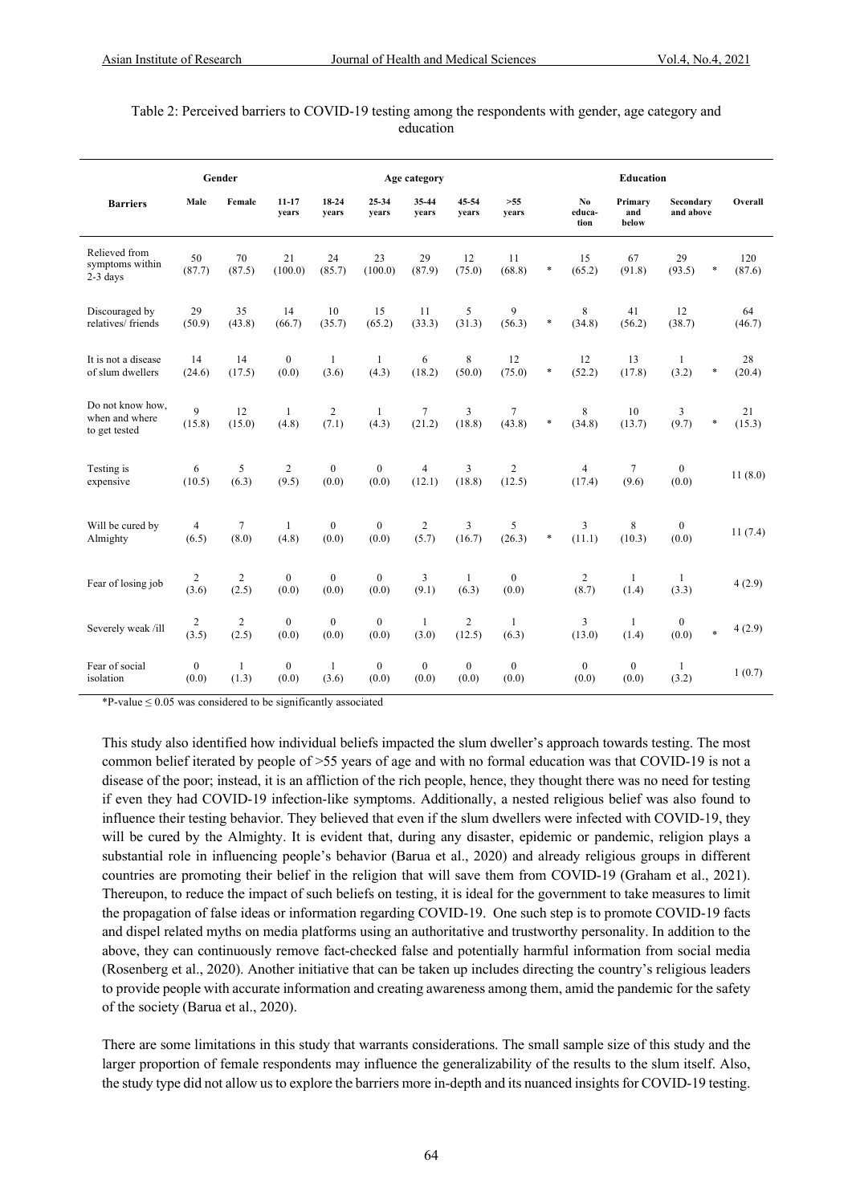Table 2: Perceived barriers to COVID-19 testing among the respondents with gender, age category and education

| Barriers | Gender | | Age category | | | | | | | Education | | | | Overall |
|---|---|---|---|---|---|---|---|---|---|---|---|---|---|---|
| | Male | Female | 11-17 years | 18-24 years | 25-34 years | 35-44 years | 45-54 years | >55 years | | No education | Primary and below | Secondary and above | | |
| Relieved from symptoms within 2-3 days | 50 (87.7) | 70 (87.5) | 21 (100.0) | 24 (85.7) | 23 (100.0) | 29 (87.9) | 12 (75.0) | 11 (68.8) | * | 15 (65.2) | 67 (91.8) | 29 (93.5) | * | 120 (87.6) |
| Discouraged by relatives/ friends | 29 (50.9) | 35 (43.8) | 14 (66.7) | 10 (35.7) | 15 (65.2) | 11 (33.3) | 5 (31.3) | 9 (56.3) | * | 8 (34.8) | 41 (56.2) | 12 (38.7) | | 64 (46.7) |
| It is not a disease of slum dwellers | 14 (24.6) | 14 (17.5) | 0 (0.0) | 1 (3.6) | 1 (4.3) | 6 (18.2) | 8 (50.0) | 12 (75.0) | * | 12 (52.2) | 13 (17.8) | 1 (3.2) | * | 28 (20.4) |
| Do not know how, when and where to get tested | 9 (15.8) | 12 (15.0) | 1 (4.8) | 2 (7.1) | 1 (4.3) | 7 (21.2) | 3 (18.8) | 7 (43.8) | * | 8 (34.8) | 10 (13.7) | 3 (9.7) | * | 21 (15.3) |
| Testing is expensive | 6 (10.5) | 5 (6.3) | 2 (9.5) | 0 (0.0) | 0 (0.0) | 4 (12.1) | 3 (18.8) | 2 (12.5) | | 4 (17.4) | 7 (9.6) | 0 (0.0) | | 11 (8.0) |
| Will be cured by Almighty | 4 (6.5) | 7 (8.0) | 1 (4.8) | 0 (0.0) | 0 (0.0) | 2 (5.7) | 3 (16.7) | 5 (26.3) | * | 3 (11.1) | 8 (10.3) | 0 (0.0) | | 11 (7.4) |
| Fear of losing job | 2 (3.6) | 2 (2.5) | 0 (0.0) | 0 (0.0) | 0 (0.0) | 3 (9.1) | 1 (6.3) | 0 (0.0) | | 2 (8.7) | 1 (1.4) | 1 (3.3) | | 4 (2.9) |
| Severely weak /ill | 2 (3.5) | 2 (2.5) | 0 (0.0) | 0 (0.0) | 0 (0.0) | 1 (3.0) | 2 (12.5) | 1 (6.3) | | 3 (13.0) | 1 (1.4) | 0 (0.0) | * | 4 (2.9) |
| Fear of social isolation | 0 (0.0) | 1 (1.3) | 0 (0.0) | 1 (3.6) | 0 (0.0) | 0 (0.0) | 0 (0.0) | 0 (0.0) | | 0 (0.0) | 0 (0.0) | 1 (3.2) | | 1 (0.7) |

*P-value ≤ 0.05 was considered to be significantly associated

This study also identified how individual beliefs impacted the slum dweller's approach towards testing. The most common belief iterated by people of >55 years of age and with no formal education was that COVID-19 is not a disease of the poor; instead, it is an affliction of the rich people, hence, they thought there was no need for testing if even they had COVID-19 infection-like symptoms. Additionally, a nested religious belief was also found to influence their testing behavior. They believed that even if the slum dwellers were infected with COVID-19, they will be cured by the Almighty. It is evident that, during any disaster, epidemic or pandemic, religion plays a substantial role in influencing people's behavior (Barua et al., 2020) and already religious groups in different countries are promoting their belief in the religion that will save them from COVID-19 (Graham et al., 2021). Thereupon, to reduce the impact of such beliefs on testing, it is ideal for the government to take measures to limit the propagation of false ideas or information regarding COVID-19. One such step is to promote COVID-19 facts and dispel related myths on media platforms using an authoritative and trustworthy personality. In addition to the above, they can continuously remove fact-checked false and potentially harmful information from social media (Rosenberg et al., 2020). Another initiative that can be taken up includes directing the country's religious leaders to provide people with accurate information and creating awareness among them, amid the pandemic for the safety of the society (Barua et al., 2020).

There are some limitations in this study that warrants considerations. The small sample size of this study and the larger proportion of female respondents may influence the generalizability of the results to the slum itself. Also, the study type did not allow us to explore the barriers more in-depth and its nuanced insights for COVID-19 testing.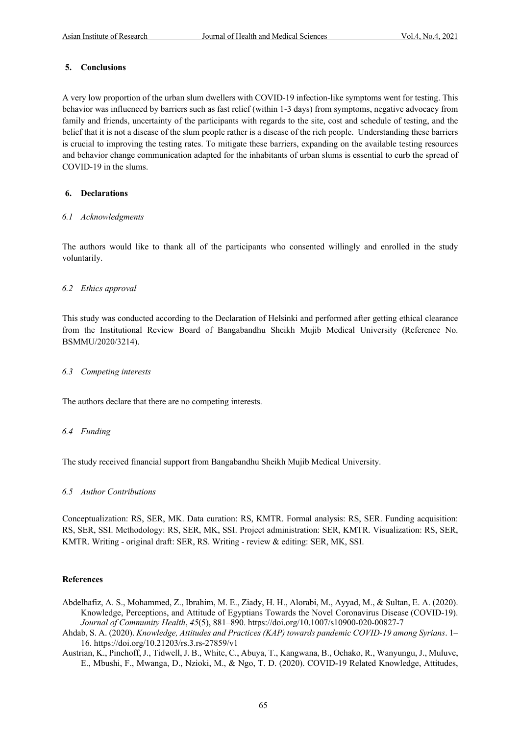## 5. Conclusions

A very low proportion of the urban slum dwellers with COVID-19 infection-like symptoms went for testing. This behavior was influenced by barriers such as fast relief (within 1-3 days) from symptoms, negative advocacy from family and friends, uncertainty of the participants with regards to the site, cost and schedule of testing, and the belief that it is not a disease of the slum people rather is a disease of the rich people. Understanding these barriers is crucial to improving the testing rates. To mitigate these barriers, expanding on the available testing resources and behavior change communication adapted for the inhabitants of urban slums is essential to curb the spread of COVID-19 in the slums.

## 6. Declarations

### *6.1 Acknowledgments*

The authors would like to thank all of the participants who consented willingly and enrolled in the study voluntarily.

### *6.2 Ethics approval*

This study was conducted according to the Declaration of Helsinki and performed after getting ethical clearance from the Institutional Review Board of Bangabandhu Sheikh Mujib Medical University (Reference No. BSMMU/2020/3214).

### *6.3 Competing interests*

The authors declare that there are no competing interests.

### *6.4 Funding*

The study received financial support from Bangabandhu Sheikh Mujib Medical University.

### *6.5 Author Contributions*

Conceptualization: RS, SER, MK. Data curation: RS, KMTR. Formal analysis: RS, SER. Funding acquisition: RS, SER, SSI. Methodology: RS, SER, MK, SSI. Project administration: SER, KMTR. Visualization: RS, SER, KMTR. Writing - original draft: SER, RS. Writing - review & editing: SER, MK, SSI.

## References

Abdelhafiz, A. S., Mohammed, Z., Ibrahim, M. E., Ziady, H. H., Alorabi, M., Ayyad, M., & Sultan, E. A. (2020). Knowledge, Perceptions, and Attitude of Egyptians Towards the Novel Coronavirus Disease (COVID-19). *Journal of Community Health*, *45*(5), 881–890. https://doi.org/10.1007/s10900-020-00827-7

Ahdab, S. A. (2020). *Knowledge, Attitudes and Practices (KAP) towards pandemic COVID-19 among Syrians*. 1–16. https://doi.org/10.21203/rs.3.rs-27859/v1

Austrian, K., Pinchoff, J., Tidwell, J. B., White, C., Abuya, T., Kangwana, B., Ochako, R., Wanyungu, J., Muluve, E., Mbushi, F., Mwanga, D., Nzioki, M., & Ngo, T. D. (2020). COVID-19 Related Knowledge, Attitudes,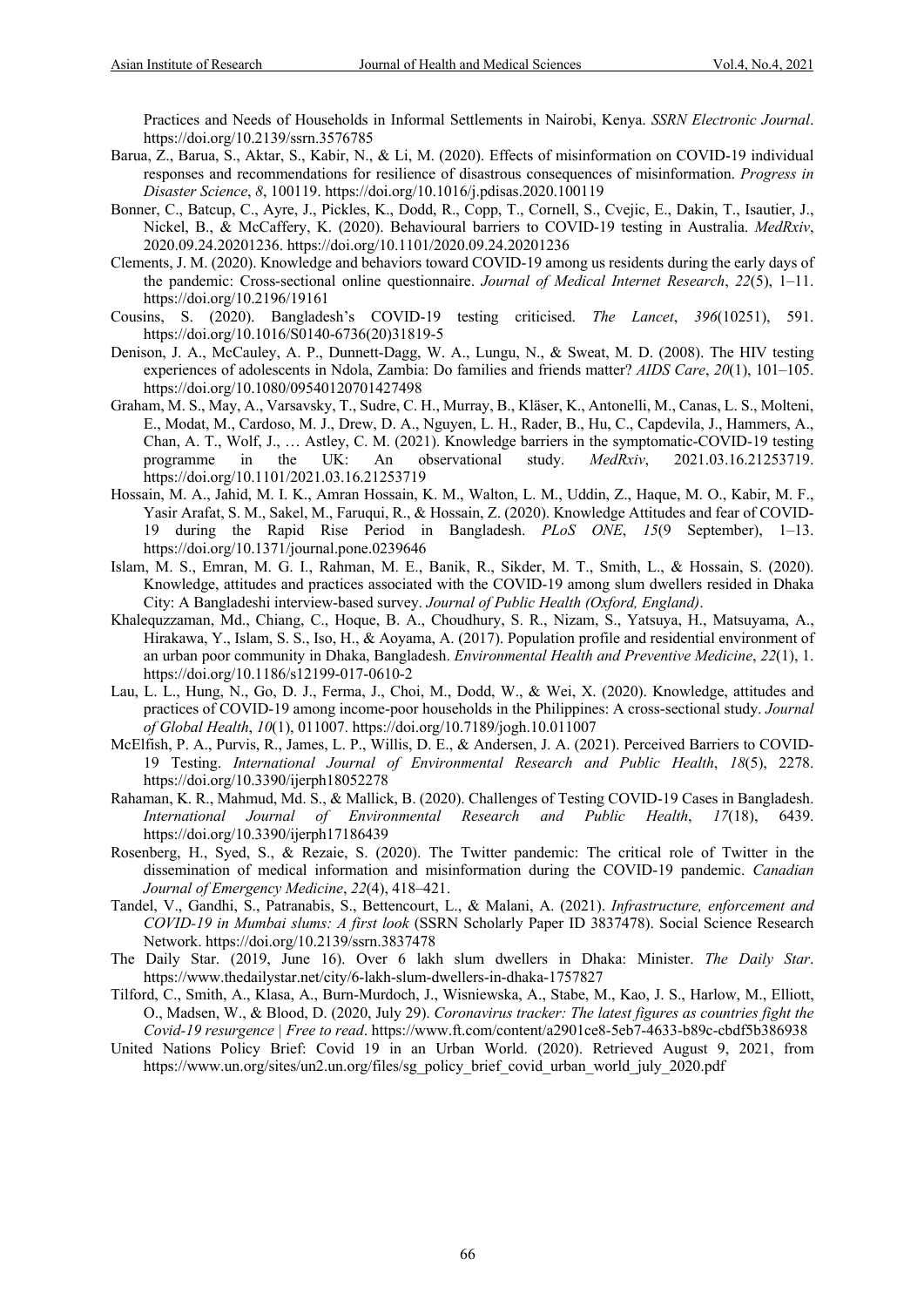Practices and Needs of Households in Informal Settlements in Nairobi, Kenya. *SSRN Electronic Journal*. https://doi.org/10.2139/ssrn.3576785

Barua, Z., Barua, S., Aktar, S., Kabir, N., & Li, M. (2020). Effects of misinformation on COVID-19 individual responses and recommendations for resilience of disastrous consequences of misinformation. *Progress in Disaster Science*, *8*, 100119. https://doi.org/10.1016/j.pdisas.2020.100119

Bonner, C., Batcup, C., Ayre, J., Pickles, K., Dodd, R., Copp, T., Cornell, S., Cvejic, E., Dakin, T., Isautier, J., Nickel, B., & McCaffery, K. (2020). Behavioural barriers to COVID-19 testing in Australia. *MedRxiv*, 2020.09.24.20201236. https://doi.org/10.1101/2020.09.24.20201236

Clements, J. M. (2020). Knowledge and behaviors toward COVID-19 among us residents during the early days of the pandemic: Cross-sectional online questionnaire. *Journal of Medical Internet Research*, *22*(5), 1–11. https://doi.org/10.2196/19161

Cousins, S. (2020). Bangladesh's COVID-19 testing criticised. *The Lancet*, *396*(10251), 591. https://doi.org/10.1016/S0140-6736(20)31819-5

Denison, J. A., McCauley, A. P., Dunnett-Dagg, W. A., Lungu, N., & Sweat, M. D. (2008). The HIV testing experiences of adolescents in Ndola, Zambia: Do families and friends matter? *AIDS Care*, *20*(1), 101–105. https://doi.org/10.1080/09540120701427498

Graham, M. S., May, A., Varsavsky, T., Sudre, C. H., Murray, B., Kläser, K., Antonelli, M., Canas, L. S., Molteni, E., Modat, M., Cardoso, M. J., Drew, D. A., Nguyen, L. H., Rader, B., Hu, C., Capdevila, J., Hammers, A., Chan, A. T., Wolf, J., … Astley, C. M. (2021). Knowledge barriers in the symptomatic-COVID-19 testing programme in the UK: An observational study. *MedRxiv*, 2021.03.16.21253719. https://doi.org/10.1101/2021.03.16.21253719

Hossain, M. A., Jahid, M. I. K., Amran Hossain, K. M., Walton, L. M., Uddin, Z., Haque, M. O., Kabir, M. F., Yasir Arafat, S. M., Sakel, M., Faruqui, R., & Hossain, Z. (2020). Knowledge Attitudes and fear of COVID-19 during the Rapid Rise Period in Bangladesh. *PLoS ONE*, *15*(9 September), 1–13. https://doi.org/10.1371/journal.pone.0239646

Islam, M. S., Emran, M. G. I., Rahman, M. E., Banik, R., Sikder, M. T., Smith, L., & Hossain, S. (2020). Knowledge, attitudes and practices associated with the COVID-19 among slum dwellers resided in Dhaka City: A Bangladeshi interview-based survey. *Journal of Public Health (Oxford, England)*.

Khalequzzaman, Md., Chiang, C., Hoque, B. A., Choudhury, S. R., Nizam, S., Yatsuya, H., Matsuyama, A., Hirakawa, Y., Islam, S. S., Iso, H., & Aoyama, A. (2017). Population profile and residential environment of an urban poor community in Dhaka, Bangladesh. *Environmental Health and Preventive Medicine*, *22*(1), 1. https://doi.org/10.1186/s12199-017-0610-2

Lau, L. L., Hung, N., Go, D. J., Ferma, J., Choi, M., Dodd, W., & Wei, X. (2020). Knowledge, attitudes and practices of COVID-19 among income-poor households in the Philippines: A cross-sectional study. *Journal of Global Health*, *10*(1), 011007. https://doi.org/10.7189/jogh.10.011007

McElfish, P. A., Purvis, R., James, L. P., Willis, D. E., & Andersen, J. A. (2021). Perceived Barriers to COVID-19 Testing. *International Journal of Environmental Research and Public Health*, *18*(5), 2278. https://doi.org/10.3390/ijerph18052278

Rahaman, K. R., Mahmud, Md. S., & Mallick, B. (2020). Challenges of Testing COVID-19 Cases in Bangladesh. *International Journal of Environmental Research and Public Health*, *17*(18), 6439. https://doi.org/10.3390/ijerph17186439

Rosenberg, H., Syed, S., & Rezaie, S. (2020). The Twitter pandemic: The critical role of Twitter in the dissemination of medical information and misinformation during the COVID-19 pandemic. *Canadian Journal of Emergency Medicine*, *22*(4), 418–421.

Tandel, V., Gandhi, S., Patranabis, S., Bettencourt, L., & Malani, A. (2021). *Infrastructure, enforcement and COVID-19 in Mumbai slums: A first look* (SSRN Scholarly Paper ID 3837478). Social Science Research Network. https://doi.org/10.2139/ssrn.3837478

The Daily Star. (2019, June 16). Over 6 lakh slum dwellers in Dhaka: Minister. *The Daily Star*. https://www.thedailystar.net/city/6-lakh-slum-dwellers-in-dhaka-1757827

Tilford, C., Smith, A., Klasa, A., Burn-Murdoch, J., Wisniewska, A., Stabe, M., Kao, J. S., Harlow, M., Elliott, O., Madsen, W., & Blood, D. (2020, July 29). *Coronavirus tracker: The latest figures as countries fight the Covid-19 resurgence | Free to read*. https://www.ft.com/content/a2901ce8-5eb7-4633-b89c-cbdf5b386938

United Nations Policy Brief: Covid 19 in an Urban World. (2020). Retrieved August 9, 2021, from https://www.un.org/sites/un2.un.org/files/sg_policy_brief_covid_urban_world_july_2020.pdf